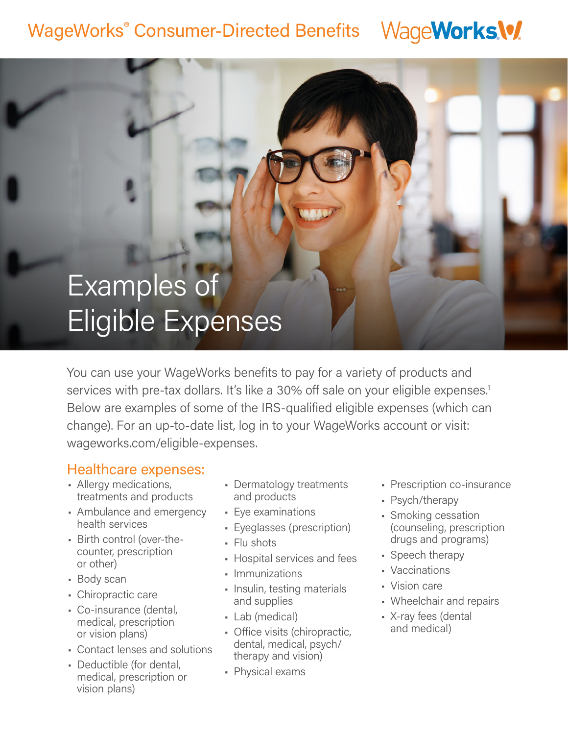WageWorks® Consumer-Directed Benefits

# Examples of Eligible Expenses

You can use your WageWorks benefits to pay for a variety of products and services with pre-tax dollars. It's like a 30% off sale on your eligible expenses.[1] Below are examples of some of the IRS-qualified eligible expenses (which can change). For an up-to-date list, log in to your WageWorks account or visit: wageworks.com/eligible-expenses.

## Healthcare expenses:

- Allergy medications, treatments and products
- Ambulance and emergency health services
- Birth control (over-the-counter, prescription or other)
- Body scan
- Chiropractic care
- Co-insurance (dental, medical, prescription or vision plans)
- Contact lenses and solutions
- Deductible (for dental, medical, prescription or vision plans)
- Dermatology treatments and products
- Eye examinations
- Eyeglasses (prescription)
- Flu shots
- Hospital services and fees
- Immunizations
- Insulin, testing materials and supplies
- Lab (medical)
- Office visits (chiropractic, dental, medical, psych/therapy and vision)
- Physical exams
- Prescription co-insurance
- Psych/therapy
- Smoking cessation (counseling, prescription drugs and programs)
- Speech therapy
- Vaccinations
- Vision care
- Wheelchair and repairs
- X-ray fees (dental and medical)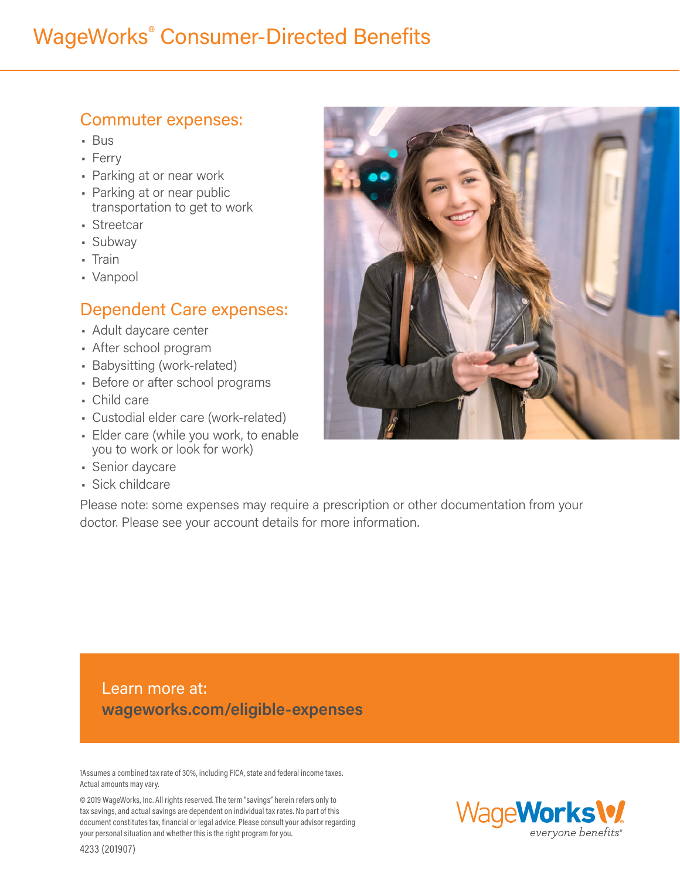# WageWorks® Consumer-Directed Benefits

## Commuter expenses:

- Bus
- Ferry
- Parking at or near work
- Parking at or near public transportation to get to work
- Streetcar
- Subway
- Train
- Vanpool

## Dependent Care expenses:

- Adult daycare center
- After school program
- Babysitting (work-related)
- Before or after school programs
- Child care
- Custodial elder care (work-related)
- Elder care (while you work, to enable you to work or look for work)
- Senior daycare
- Sick childcare

Please note: some expenses may require a prescription or other documentation from your doctor. Please see your account details for more information.

Learn more at:
**wageworks.com/eligible-expenses**

1Assumes a combined tax rate of 30%, including FICA, state and federal income taxes. Actual amounts may vary.

© 2019 WageWorks, Inc. All rights reserved. The term "savings" herein refers only to tax savings, and actual savings are dependent on individual tax rates. No part of this document constitutes tax, financial or legal advice. Please consult your advisor regarding your personal situation and whether this is the right program for you.

4233 (201907)

WageWorks *everyone benefits®*